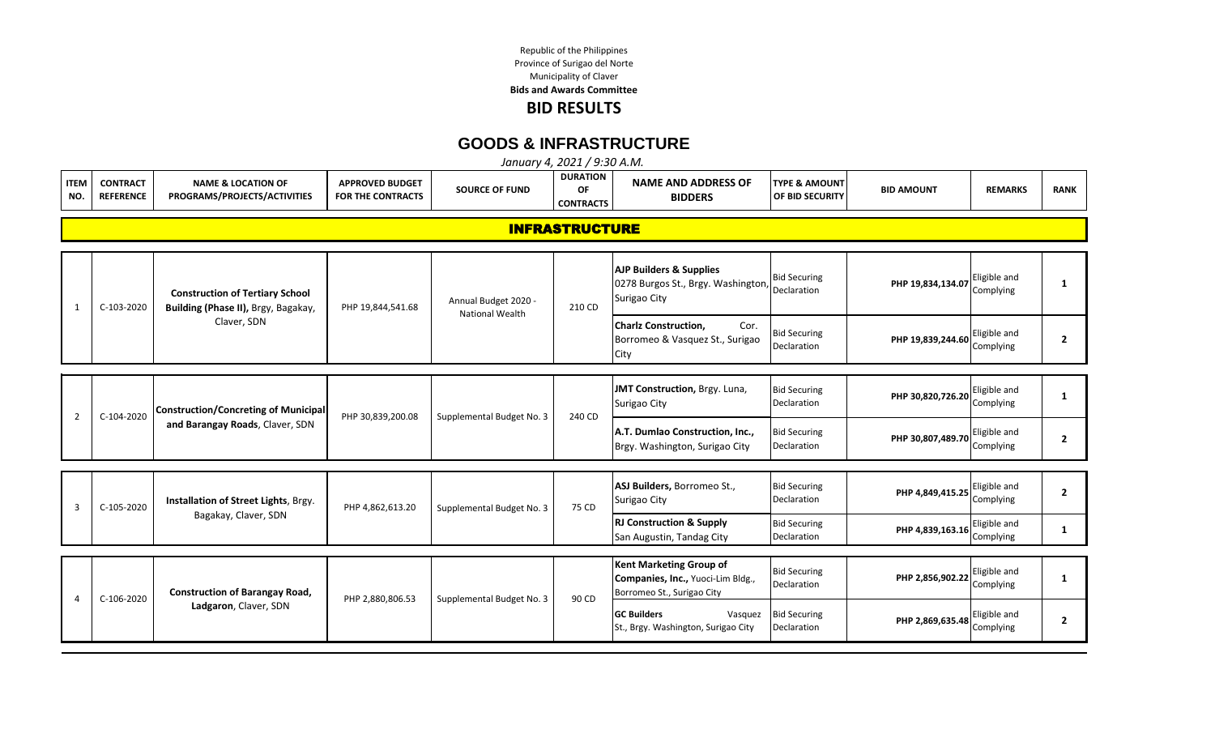Republic of the Philippines
Province of Surigao del Norte
Municipality of Claver
**Bids and Awards Committee**

# BID RESULTS

## GOODS & INFRASTRUCTURE

*January 4, 2021 / 9:30 A.M.*

| ITEM NO. | CONTRACT REFERENCE | NAME & LOCATION OF PROGRAMS/PROJECTS/ACTIVITIES | APPROVED BUDGET FOR THE CONTRACTS | SOURCE OF FUND | DURATION OF CONTRACTS | NAME AND ADDRESS OF BIDDERS | TYPE & AMOUNT OF BID SECURITY | BID AMOUNT | REMARKS | RANK |
|---|---|---|---|---|---|---|---|---|---|---|
| **INFRASTRUCTURE** | | | | | | | | | | |
| 1 | C-103-2020 | **Construction of Tertiary School Building (Phase II),** Brgy, Bagakay, Claver, SDN | PHP 19,844,541.68 | Annual Budget 2020 - National Wealth | 210 CD | **AJP Builders & Supplies** 0278 Burgos St., Brgy. Washington, Surigao City | Bid Securing Declaration | **PHP 19,834,134.07** | Eligible and Complying | **1** |
| | | | | | | **Charlz Construction,** Cor. Borromeo & Vasquez St., Surigao City | Bid Securing Declaration | **PHP 19,839,244.60** | Eligible and Complying | **2** |
| 2 | C-104-2020 | **Construction/Concreting of Municipal and Barangay Roads**, Claver, SDN | PHP 30,839,200.08 | Supplemental Budget No. 3 | 240 CD | **JMT Construction,** Brgy. Luna, Surigao City | Bid Securing Declaration | **PHP 30,820,726.20** | Eligible and Complying | **1** |
| | | | | | | **A.T. Dumlao Construction, Inc.,** Brgy. Washington, Surigao City | Bid Securing Declaration | **PHP 30,807,489.70** | Eligible and Complying | **2** |
| 3 | C-105-2020 | **Installation of Street Lights**, Brgy. Bagakay, Claver, SDN | PHP 4,862,613.20 | Supplemental Budget No. 3 | 75 CD | **ASJ Builders,** Borromeo St., Surigao City | Bid Securing Declaration | **PHP 4,849,415.25** | Eligible and Complying | **2** |
| | | | | | | **RJ Construction & Supply** San Augustin, Tandag City | Bid Securing Declaration | **PHP 4,839,163.16** | Eligible and Complying | **1** |
| 4 | C-106-2020 | **Construction of Barangay Road, Ladgaron**, Claver, SDN | PHP 2,880,806.53 | Supplemental Budget No. 3 | 90 CD | **Kent Marketing Group of Companies, Inc.,** Yuoci-Lim Bldg., Borromeo St., Surigao City | Bid Securing Declaration | **PHP 2,856,902.22** | Eligible and Complying | **1** |
| | | | | | | **GC Builders** Vasquez St., Brgy. Washington, Surigao City | Bid Securing Declaration | **PHP 2,869,635.48** | Eligible and Complying | **2** |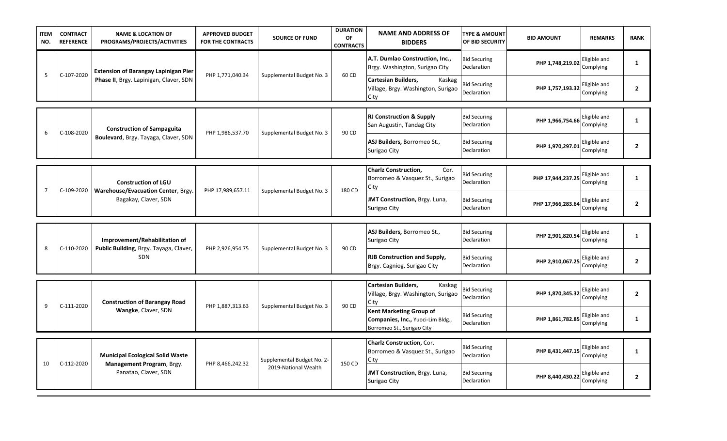| ITEM NO. | CONTRACT REFERENCE | NAME & LOCATION OF PROGRAMS/PROJECTS/ACTIVITIES | APPROVED BUDGET FOR THE CONTRACTS | SOURCE OF FUND | DURATION OF CONTRACTS | NAME AND ADDRESS OF BIDDERS | TYPE & AMOUNT OF BID SECURITY | BID AMOUNT | REMARKS | RANK |
|---|---|---|---|---|---|---|---|---|---|---|
| 5 | C-107-2020 | **Extension of Barangay Lapinigan Pier Phase II**, Brgy. Lapinigan, Claver, SDN | PHP 1,771,040.34 | Supplemental Budget No. 3 | 60 CD | **A.T. Dumlao Construction, Inc.,** Brgy. Washington, Surigao City | Bid Securing Declaration | **PHP 1,748,219.02** | Eligible and Complying | **1** |
| | | | | | | **Cartesian Builders,** Kaskag Village, Brgy. Washington, Surigao City | Bid Securing Declaration | **PHP 1,757,193.32** | Eligible and Complying | **2** |
| 6 | C-108-2020 | **Construction of Sampaguita Boulevard**, Brgy. Tayaga, Claver, SDN | PHP 1,986,537.70 | Supplemental Budget No. 3 | 90 CD | **RJ Construction & Supply** San Augustin, Tandag City | Bid Securing Declaration | **PHP 1,966,754.66** | Eligible and Complying | **1** |
| | | | | | | **ASJ Builders,** Borromeo St., Surigao City | Bid Securing Declaration | **PHP 1,970,297.01** | Eligible and Complying | **2** |
| 7 | C-109-2020 | **Construction of LGU Warehouse/Evacuation Center**, Brgy. Bagakay, Claver, SDN | PHP 17,989,657.11 | Supplemental Budget No. 3 | 180 CD | **Charlz Construction,** Cor. Borromeo & Vasquez St., Surigao City | Bid Securing Declaration | **PHP 17,944,237.25** | Eligible and Complying | **1** |
| | | | | | | **JMT Construction,** Brgy. Luna, Surigao City | Bid Securing Declaration | **PHP 17,966,283.64** | Eligible and Complying | **2** |
| 8 | C-110-2020 | **Improvement/Rehabilitation of Public Building**, Brgy. Tayaga, Claver, SDN | PHP 2,926,954.75 | Supplemental Budget No. 3 | 90 CD | **ASJ Builders,** Borromeo St., Surigao City | Bid Securing Declaration | **PHP 2,901,820.54** | Eligible and Complying | **1** |
| | | | | | | **RJB Construction and Supply,** Brgy. Cagniog, Surigao City | Bid Securing Declaration | **PHP 2,910,067.25** | Eligible and Complying | **2** |
| 9 | C-111-2020 | **Construction of Barangay Road Wangke**, Claver, SDN | PHP 1,887,313.63 | Supplemental Budget No. 3 | 90 CD | **Cartesian Builders,** Kaskag Village, Brgy. Washington, Surigao City | Bid Securing Declaration | **PHP 1,870,345.32** | Eligible and Complying | **2** |
| | | | | | | **Kent Marketing Group of Companies, Inc.,** Yuoci-Lim Bldg., Borromeo St., Surigao City | Bid Securing Declaration | **PHP 1,861,782.85** | Eligible and Complying | **1** |
| 10 | C-112-2020 | **Municipal Ecological Solid Waste Management Program**, Brgy. Panatao, Claver, SDN | PHP 8,466,242.32 | Supplemental Budget No. 2-2019-National Wealth | 150 CD | **Charlz Construction,** Cor. Borromeo & Vasquez St., Surigao City | Bid Securing Declaration | **PHP 8,431,447.15** | Eligible and Complying | **1** |
| | | | | | | **JMT Construction,** Brgy. Luna, Surigao City | Bid Securing Declaration | **PHP 8,440,430.22** | Eligible and Complying | **2** |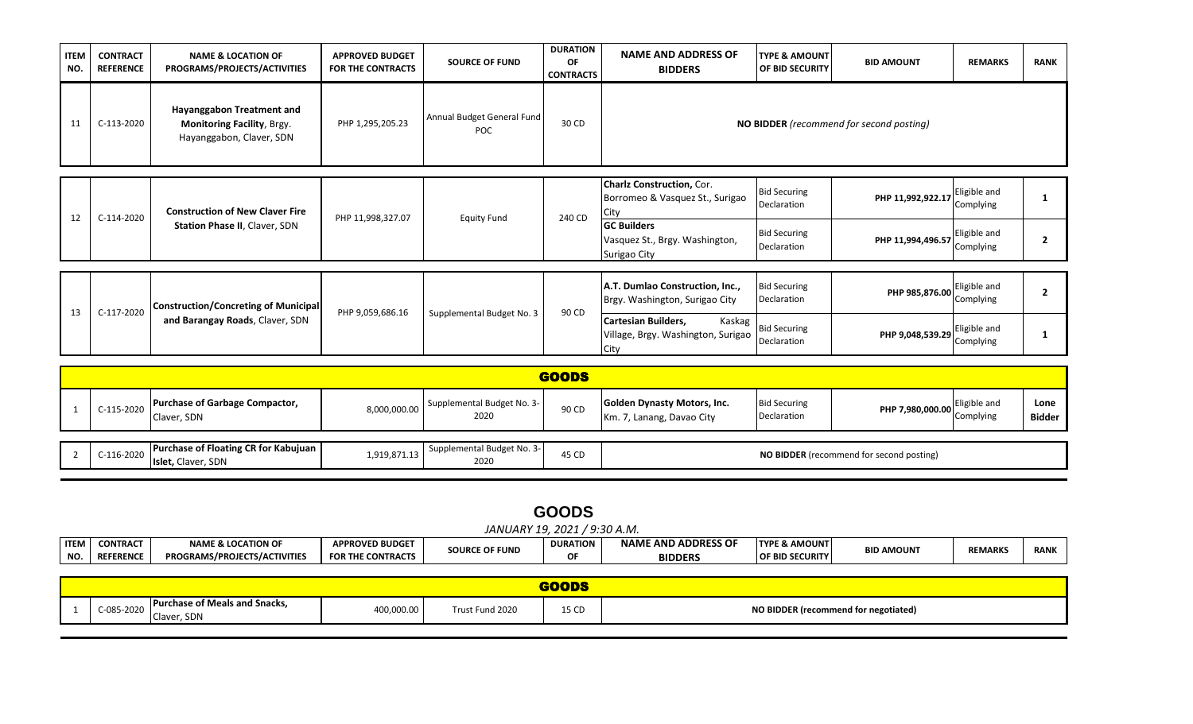| ITEM NO. | CONTRACT REFERENCE | NAME & LOCATION OF PROGRAMS/PROJECTS/ACTIVITIES | APPROVED BUDGET FOR THE CONTRACTS | SOURCE OF FUND | DURATION OF CONTRACTS | NAME AND ADDRESS OF BIDDERS | TYPE & AMOUNT OF BID SECURITY | BID AMOUNT | REMARKS | RANK |
|---|---|---|---|---|---|---|---|---|---|---|
| 11 | C-113-2020 | **Hayanggabon Treatment and Monitoring Facility**, Brgy. Hayanggabon, Claver, SDN | PHP 1,295,205.23 | Annual Budget General Fund POC | 30 CD | **NO BIDDER** *(recommend for second posting)* | | | | |
| 12 | C-114-2020 | **Construction of New Claver Fire Station Phase II**, Claver, SDN | PHP 11,998,327.07 | Equity Fund | 240 CD | **Charlz Construction,** Cor. Borromeo & Vasquez St., Surigao City | Bid Securing Declaration | **PHP 11,992,922.17** | Eligible and Complying | **1** |
| | | | | | | **GC Builders** Vasquez St., Brgy. Washington, Surigao City | Bid Securing Declaration | **PHP 11,994,496.57** | Eligible and Complying | **2** |
| 13 | C-117-2020 | **Construction/Concreting of Municipal and Barangay Roads**, Claver, SDN | PHP 9,059,686.16 | Supplemental Budget No. 3 | 90 CD | **A.T. Dumlao Construction, Inc.,** Brgy. Washington, Surigao City | Bid Securing Declaration | **PHP 985,876.00** | Eligible and Complying | **2** |
| | | | | | | **Cartesian Builders,** Kaskag Village, Brgy. Washington, Surigao City | Bid Securing Declaration | **PHP 9,048,539.29** | Eligible and Complying | **1** |
| | | | | | **GOODS** | | | | | |
| 1 | C-115-2020 | **Purchase of Garbage Compactor,** Claver, SDN | 8,000,000.00 | Supplemental Budget No. 3-2020 | 90 CD | **Golden Dynasty Motors, Inc.** Km. 7, Lanang, Davao City | Bid Securing Declaration | **PHP 7,980,000.00** | Eligible and Complying | **Lone Bidder** |
| 2 | C-116-2020 | **Purchase of Floating CR for Kabujuan Islet,** Claver, SDN | 1,919,871.13 | Supplemental Budget No. 3-2020 | 45 CD | **NO BIDDER** (recommend for second posting) | | | | |

## GOODS

*JANUARY 19, 2021 / 9:30 A.M.*

| ITEM NO. | CONTRACT REFERENCE | NAME & LOCATION OF PROGRAMS/PROJECTS/ACTIVITIES | APPROVED BUDGET FOR THE CONTRACTS | SOURCE OF FUND | DURATION OF | NAME AND ADDRESS OF BIDDERS | TYPE & AMOUNT OF BID SECURITY | BID AMOUNT | REMARKS | RANK |
|---|---|---|---|---|---|---|---|---|---|---|
| | | | | | **GOODS** | | | | | |
| 1 | C-085-2020 | **Purchase of Meals and Snacks,** Claver, SDN | 400,000.00 | Trust Fund 2020 | 15 CD | **NO BIDDER (recommend for negotiated)** | | | | |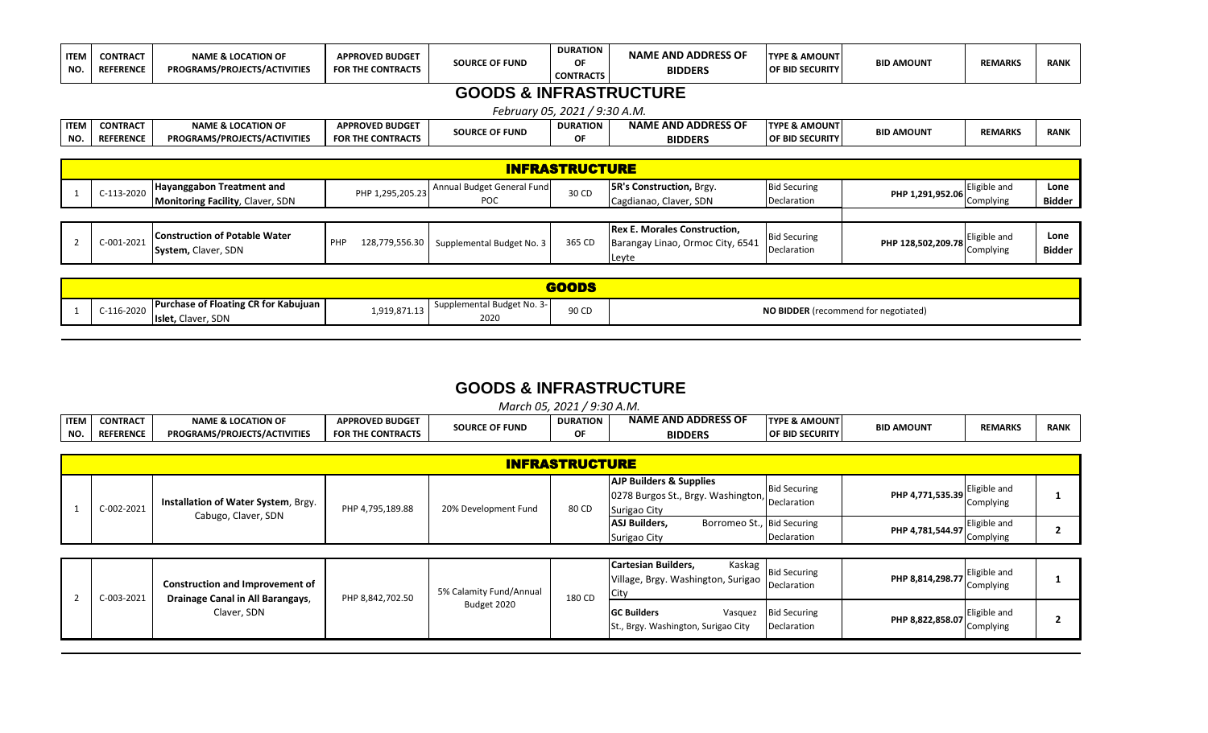| ITEM NO. | CONTRACT REFERENCE | NAME & LOCATION OF PROGRAMS/PROJECTS/ACTIVITIES | APPROVED BUDGET FOR THE CONTRACTS | SOURCE OF FUND | DURATION OF CONTRACTS | NAME AND ADDRESS OF BIDDERS | TYPE & AMOUNT OF BID SECURITY | BID AMOUNT | REMARKS | RANK |
|---|---|---|---|---|---|---|---|---|---|---|

## GOODS & INFRASTRUCTURE

*February 05, 2021 / 9:30 A.M.*

| ITEM NO. | CONTRACT REFERENCE | NAME & LOCATION OF PROGRAMS/PROJECTS/ACTIVITIES | APPROVED BUDGET FOR THE CONTRACTS | SOURCE OF FUND | DURATION OF | NAME AND ADDRESS OF BIDDERS | TYPE & AMOUNT OF BID SECURITY | BID AMOUNT | REMARKS | RANK |
|---|---|---|---|---|---|---|---|---|---|---|
| **INFRASTRUCTURE** | | | | | | | | | | |
| 1 | C-113-2020 | **Hayanggabon Treatment and Monitoring Facility**, Claver, SDN | PHP 1,295,205.23 | Annual Budget General Fund POC | 30 CD | **5R's Construction,** Brgy. Cagdianao, Claver, SDN | Bid Securing Declaration | **PHP 1,291,952.06** | Eligible and Complying | **Lone Bidder** |
| 2 | C-001-2021 | **Construction of Potable Water System,** Claver, SDN | PHP 128,779,556.30 | Supplemental Budget No. 3 | 365 CD | **Rex E. Morales Construction,** Barangay Linao, Ormoc City, 6541 Leyte | Bid Securing Declaration | **PHP 128,502,209.78** | Eligible and Complying | **Lone Bidder** |
| **GOODS** | | | | | | | | | | |
| 1 | C-116-2020 | **Purchase of Floating CR for Kabujuan Islet,** Claver, SDN | 1,919,871.13 | Supplemental Budget No. 3-2020 | 90 CD | **NO BIDDER** (recommend for negotiated) | | | | |

## GOODS & INFRASTRUCTURE

*March 05, 2021 / 9:30 A.M.*

| ITEM NO. | CONTRACT REFERENCE | NAME & LOCATION OF PROGRAMS/PROJECTS/ACTIVITIES | APPROVED BUDGET FOR THE CONTRACTS | SOURCE OF FUND | DURATION OF | NAME AND ADDRESS OF BIDDERS | TYPE & AMOUNT OF BID SECURITY | BID AMOUNT | REMARKS | RANK |
|---|---|---|---|---|---|---|---|---|---|---|
| **INFRASTRUCTURE** | | | | | | | | | | |
| 1 | C-002-2021 | **Installation of Water System**, Brgy. Cabugo, Claver, SDN | PHP 4,795,189.88 | 20% Development Fund | 80 CD | **AJP Builders & Supplies** 0278 Burgos St., Brgy. Washington, Surigao City | Bid Securing Declaration | **PHP 4,771,535.39** | Eligible and Complying | **1** |
| | | | | | | **ASJ Builders,** Borromeo St., Surigao City | Bid Securing Declaration | **PHP 4,781,544.97** | Eligible and Complying | **2** |
| 2 | C-003-2021 | **Construction and Improvement of Drainage Canal in All Barangays**, Claver, SDN | PHP 8,842,702.50 | 5% Calamity Fund/Annual Budget 2020 | 180 CD | **Cartesian Builders,** Kaskag Village, Brgy. Washington, Surigao City | Bid Securing Declaration | **PHP 8,814,298.77** | Eligible and Complying | **1** |
| | | | | | | **GC Builders** Vasquez St., Brgy. Washington, Surigao City | Bid Securing Declaration | **PHP 8,822,858.07** | Eligible and Complying | **2** |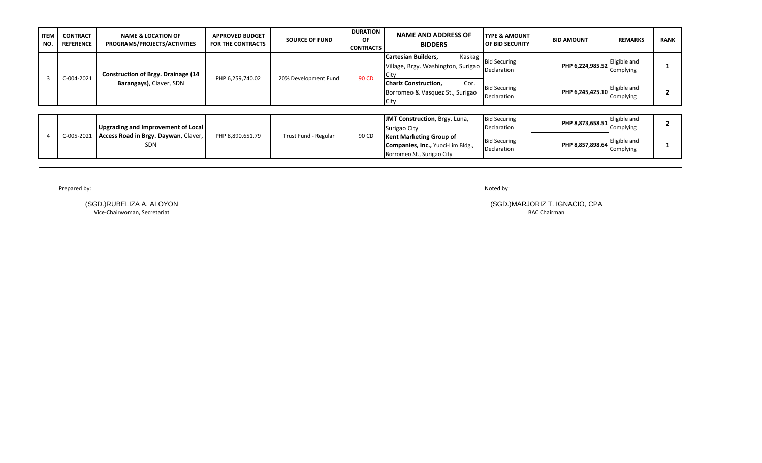| ITEM NO. | CONTRACT REFERENCE | NAME & LOCATION OF PROGRAMS/PROJECTS/ACTIVITIES | APPROVED BUDGET FOR THE CONTRACTS | SOURCE OF FUND | DURATION OF CONTRACTS | NAME AND ADDRESS OF BIDDERS | TYPE & AMOUNT OF BID SECURITY | BID AMOUNT | REMARKS | RANK |
|---|---|---|---|---|---|---|---|---|---|---|
| 3 | C-004-2021 | **Construction of Brgy. Drainage (14 Barangays)**, Claver, SDN | PHP 6,259,740.02 | 20% Development Fund | 90 CD | **Cartesian Builders,** Kaskag Village, Brgy. Washington, Surigao City | Bid Securing Declaration | **PHP 6,224,985.52** | Eligible and Complying | **1** |
| | | | | | | **Charlz Construction,** Cor. Borromeo & Vasquez St., Surigao City | Bid Securing Declaration | **PHP 6,245,425.10** | Eligible and Complying | **2** |
| 4 | C-005-2021 | **Upgrading and Improvement of Local Access Road in Brgy. Daywan**, Claver, SDN | PHP 8,890,651.79 | Trust Fund - Regular | 90 CD | **JMT Construction,** Brgy. Luna, Surigao City | Bid Securing Declaration | **PHP 8,873,658.51** | Eligible and Complying | **2** |
| | | | | | | **Kent Marketing Group of Companies, Inc.,** Yuoci-Lim Bldg., Borromeo St., Surigao City | Bid Securing Declaration | **PHP 8,857,898.64** | Eligible and Complying | **1** |

Prepared by:

(SGD.)RUBELIZA A. ALOYON
Vice-Chairwoman, Secretariat

Noted by:

(SGD.)MARJORIZ T. IGNACIO, CPA
BAC Chairman